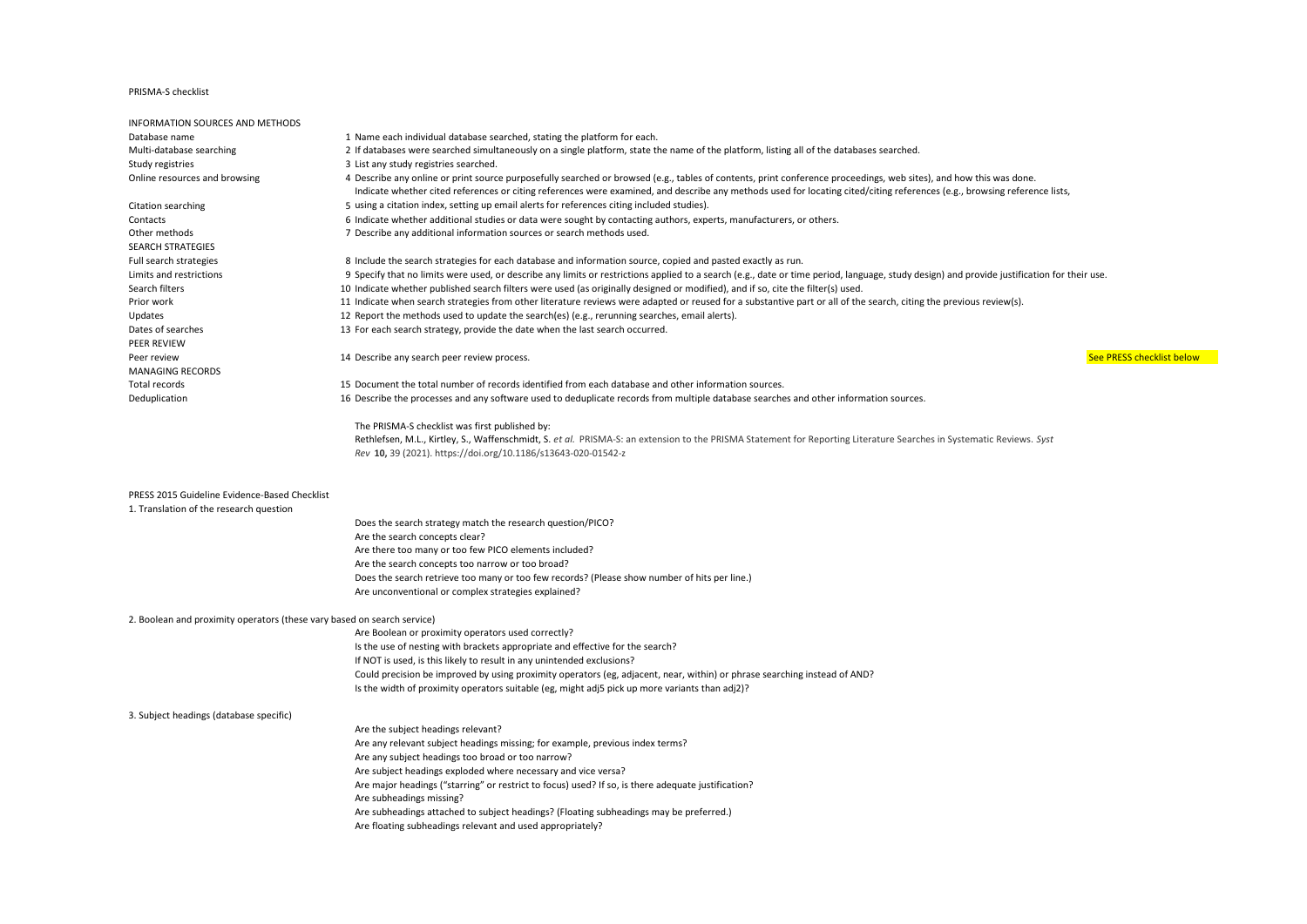PRISMA-S checklist

| INFORMATION SOURCES AND METHODS | | | |
|---|---|---|---|
| Database name | 1 | Name each individual database searched, stating the platform for each. | |
| Multi-database searching | 2 | If databases were searched simultaneously on a single platform, state the name of the platform, listing all of the databases searched. | |
| Study registries | 3 | List any study registries searched. | |
| Online resources and browsing | 4 | Describe any online or print source purposefully searched or browsed (e.g., tables of contents, print conference proceedings, web sites), and how this was done. | |
| Citation searching | 5 | Indicate whether cited references or citing references were examined, and describe any methods used for locating cited/citing references (e.g., browsing reference lists, using a citation index, setting up email alerts for references citing included studies). | |
| Contacts | 6 | Indicate whether additional studies or data were sought by contacting authors, experts, manufacturers, or others. | |
| Other methods | 7 | Describe any additional information sources or search methods used. | |
| SEARCH STRATEGIES | | | |
| Full search strategies | 8 | Include the search strategies for each database and information source, copied and pasted exactly as run. | |
| Limits and restrictions | 9 | Specify that no limits were used, or describe any limits or restrictions applied to a search (e.g., date or time period, language, study design) and provide justification for their use. | |
| Search filters | 10 | Indicate whether published search filters were used (as originally designed or modified), and if so, cite the filter(s) used. | |
| Prior work | 11 | Indicate when search strategies from other literature reviews were adapted or reused for a substantive part or all of the search, citing the previous review(s). | |
| Updates | 12 | Report the methods used to update the search(es) (e.g., rerunning searches, email alerts). | |
| Dates of searches | 13 | For each search strategy, provide the date when the last search occurred. | |
| PEER REVIEW | | | |
| Peer review | 14 | Describe any search peer review process. | See PRESS checklist below |
| MANAGING RECORDS | | | |
| Total records | 15 | Document the total number of records identified from each database and other information sources. | |
| Deduplication | 16 | Describe the processes and any software used to deduplicate records from multiple database searches and other information sources. | |

The PRISMA-S checklist was first published by:
Rethlefsen, M.L., Kirtley, S., Waffenschmidt, S. *et al.* PRISMA-S: an extension to the PRISMA Statement for Reporting Literature Searches in Systematic Reviews. *Syst Rev* **10,** 39 (2021). https://doi.org/10.1186/s13643-020-01542-z

PRESS 2015 Guideline Evidence-Based Checklist

1. Translation of the research question

- Does the search strategy match the research question/PICO?
- Are the search concepts clear?
- Are there too many or too few PICO elements included?
- Are the search concepts too narrow or too broad?
- Does the search retrieve too many or too few records? (Please show number of hits per line.)
- Are unconventional or complex strategies explained?

2. Boolean and proximity operators (these vary based on search service)

- Are Boolean or proximity operators used correctly?
- Is the use of nesting with brackets appropriate and effective for the search?
- If NOT is used, is this likely to result in any unintended exclusions?
- Could precision be improved by using proximity operators (eg, adjacent, near, within) or phrase searching instead of AND?
- Is the width of proximity operators suitable (eg, might adj5 pick up more variants than adj2)?

3. Subject headings (database specific)

- Are the subject headings relevant?
- Are any relevant subject headings missing; for example, previous index terms?
- Are any subject headings too broad or too narrow?
- Are subject headings exploded where necessary and vice versa?
- Are major headings ("starring" or restrict to focus) used? If so, is there adequate justification?
- Are subheadings missing?
- Are subheadings attached to subject headings? (Floating subheadings may be preferred.)
- Are floating subheadings relevant and used appropriately?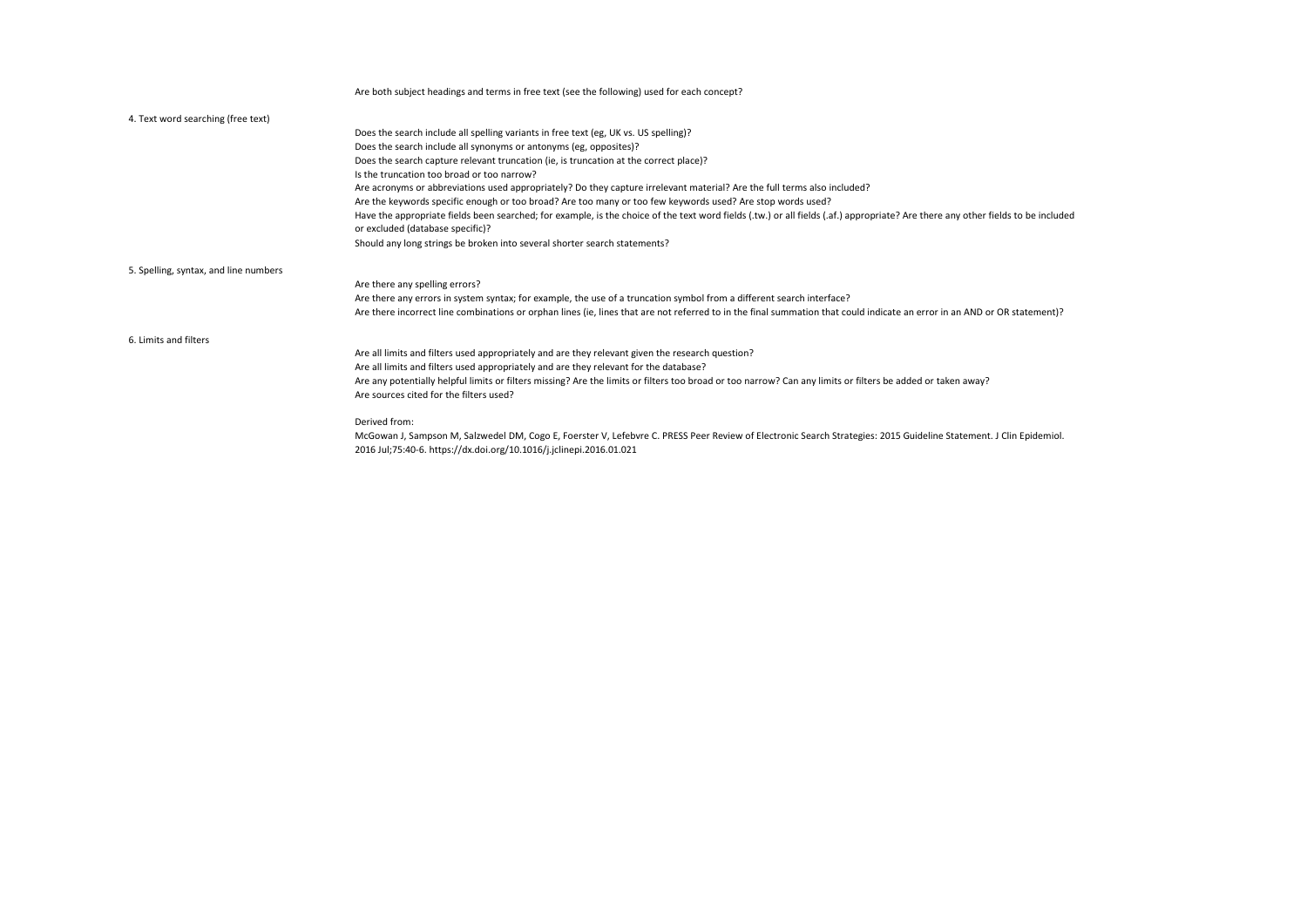| | |
|---|---|
| | Are both subject headings and terms in free text (see the following) used for each concept? |
| 4. Text word searching (free text) | |
| | Does the search include all spelling variants in free text (eg, UK vs. US spelling)? |
| | Does the search include all synonyms or antonyms (eg, opposites)? |
| | Does the search capture relevant truncation (ie, is truncation at the correct place)? |
| | Is the truncation too broad or too narrow? |
| | Are acronyms or abbreviations used appropriately? Do they capture irrelevant material? Are the full terms also included? |
| | Are the keywords specific enough or too broad? Are too many or too few keywords used? Are stop words used? |
| | Have the appropriate fields been searched; for example, is the choice of the text word fields (.tw.) or all fields (.af.) appropriate? Are there any other fields to be included or excluded (database specific)? |
| | Should any long strings be broken into several shorter search statements? |
| 5. Spelling, syntax, and line numbers | |
| | Are there any spelling errors? |
| | Are there any errors in system syntax; for example, the use of a truncation symbol from a different search interface? |
| | Are there incorrect line combinations or orphan lines (ie, lines that are not referred to in the final summation that could indicate an error in an AND or OR statement)? |
| 6. Limits and filters | |
| | Are all limits and filters used appropriately and are they relevant given the research question? |
| | Are all limits and filters used appropriately and are they relevant for the database? |
| | Are any potentially helpful limits or filters missing? Are the limits or filters too broad or too narrow? Can any limits or filters be added or taken away? |
| | Are sources cited for the filters used? |

Derived from:
McGowan J, Sampson M, Salzwedel DM, Cogo E, Foerster V, Lefebvre C. PRESS Peer Review of Electronic Search Strategies: 2015 Guideline Statement. J Clin Epidemiol. 2016 Jul;75:40-6. https://dx.doi.org/10.1016/j.jclinepi.2016.01.021